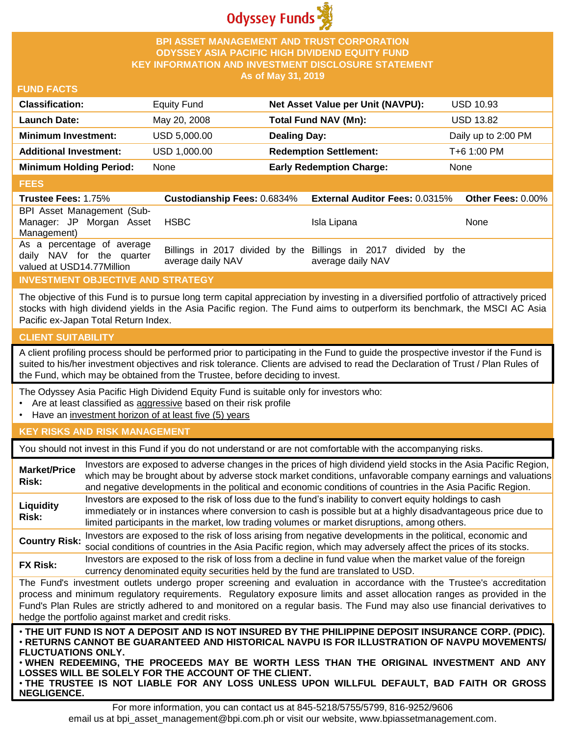Odyssey Funds

# BPI ASSET MANAGEMENT AND TRUST CORPORATION
# ODYSSEY ASIA PACIFIC HIGH DIVIDEND EQUITY FUND
## KEY INFORMATION AND INVESTMENT DISCLOSURE STATEMENT
### As of May 31, 2019

## FUND FACTS

| | | | |
|---|---|---|---|
| **Classification:** | Equity Fund | **Net Asset Value per Unit (NAVPU):** | USD 10.93 |
| **Launch Date:** | May 20, 2008 | **Total Fund NAV (Mn):** | USD 13.82 |
| **Minimum Investment:** | USD 5,000.00 | **Dealing Day:** | Daily up to 2:00 PM |
| **Additional Investment:** | USD 1,000.00 | **Redemption Settlement:** | T+6 1:00 PM |
| **Minimum Holding Period:** | None | **Early Redemption Charge:** | None |

## FEES

| **Trustee Fees:** 1.75% | **Custodianship Fees:** 0.6834% | **External Auditor Fees:** 0.0315% | **Other Fees:** 0.00% |
|---|---|---|---|
| BPI Asset Management (Sub-Manager: JP Morgan Asset Management) | HSBC | Isla Lipana | None |
| As a percentage of average daily NAV for the quarter valued at USD14.77Million | Billings in 2017 divided by the average daily NAV | Billings in 2017 divided by the average daily NAV | |

## INVESTMENT OBJECTIVE AND STRATEGY

The objective of this Fund is to pursue long term capital appreciation by investing in a diversified portfolio of attractively priced stocks with high dividend yields in the Asia Pacific region. The Fund aims to outperform its benchmark, the MSCI AC Asia Pacific ex-Japan Total Return Index.

## CLIENT SUITABILITY

A client profiling process should be performed prior to participating in the Fund to guide the prospective investor if the Fund is suited to his/her investment objectives and risk tolerance. Clients are advised to read the Declaration of Trust / Plan Rules of the Fund, which may be obtained from the Trustee, before deciding to invest.

The Odyssey Asia Pacific High Dividend Equity Fund is suitable only for investors who:

- Are at least classified as aggressive based on their risk profile
- Have an investment horizon of at least five (5) years

## KEY RISKS AND RISK MANAGEMENT

You should not invest in this Fund if you do not understand or are not comfortable with the accompanying risks.

| | |
|---|---|
| **Market/Price Risk:** | Investors are exposed to adverse changes in the prices of high dividend yield stocks in the Asia Pacific Region, which may be brought about by adverse stock market conditions, unfavorable company earnings and valuations and negative developments in the political and economic conditions of countries in the Asia Pacific Region. |
| **Liquidity Risk:** | Investors are exposed to the risk of loss due to the fund's inability to convert equity holdings to cash immediately or in instances where conversion to cash is possible but at a highly disadvantageous price due to limited participants in the market, low trading volumes or market disruptions, among others. |
| **Country Risk:** | Investors are exposed to the risk of loss arising from negative developments in the political, economic and social conditions of countries in the Asia Pacific region, which may adversely affect the prices of its stocks. |
| **FX Risk:** | Investors are exposed to the risk of loss from a decline in fund value when the market value of the foreign currency denominated equity securities held by the fund are translated to USD. |

The Fund's investment outlets undergo proper screening and evaluation in accordance with the Trustee's accreditation process and minimum regulatory requirements. Regulatory exposure limits and asset allocation ranges as provided in the Fund's Plan Rules are strictly adhered to and monitored on a regular basis. The Fund may also use financial derivatives to hedge the portfolio against market and credit risks.

- **THE UIT FUND IS NOT A DEPOSIT AND IS NOT INSURED BY THE PHILIPPINE DEPOSIT INSURANCE CORP. (PDIC).**
- **RETURNS CANNOT BE GUARANTEED AND HISTORICAL NAVPU IS FOR ILLUSTRATION OF NAVPU MOVEMENTS/ FLUCTUATIONS ONLY.**
- **WHEN REDEEMING, THE PROCEEDS MAY BE WORTH LESS THAN THE ORIGINAL INVESTMENT AND ANY LOSSES WILL BE SOLELY FOR THE ACCOUNT OF THE CLIENT.**
- **THE TRUSTEE IS NOT LIABLE FOR ANY LOSS UNLESS UPON WILLFUL DEFAULT, BAD FAITH OR GROSS NEGLIGENCE.**

For more information, you can contact us at 845-5218/5755/5799, 816-9252/9606
email us at bpi_asset_management@bpi.com.ph or visit our website, www.bpiassetmanagement.com.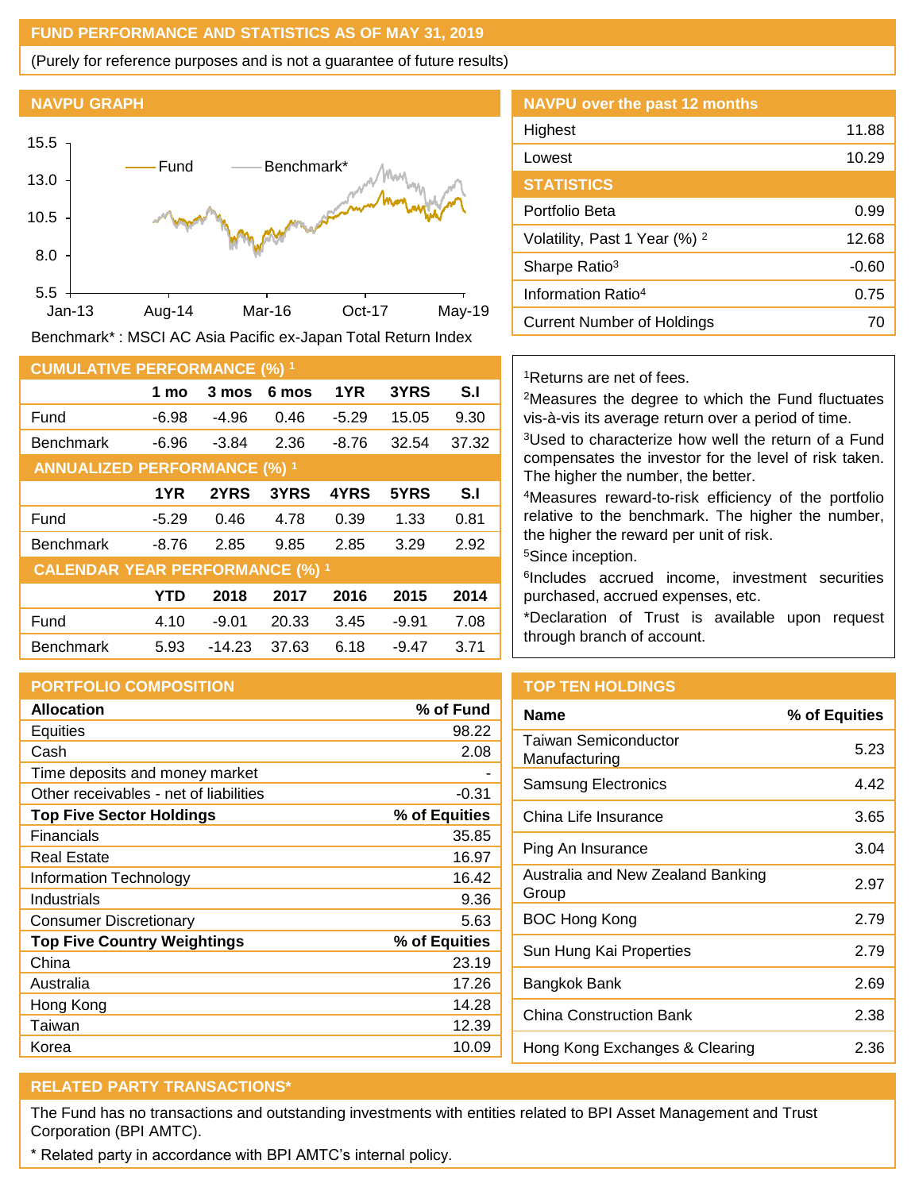## FUND PERFORMANCE AND STATISTICS AS OF MAY 31, 2019

(Purely for reference purposes and is not a guarantee of future results)

### NAVPU GRAPH

Benchmark* : MSCI AC Asia Pacific ex-Japan Total Return Index

### NAVPU over the past 12 months

| | |
|---|---|
| Highest | 11.88 |
| Lowest | 10.29 |

### STATISTICS

| | |
|---|---|
| Portfolio Beta | 0.99 |
| Volatility, Past 1 Year (%) [2] | 12.68 |
| Sharpe Ratio[3] | -0.60 |
| Information Ratio[4] | 0.75 |
| Current Number of Holdings | 70 |

### CUMULATIVE PERFORMANCE (%) [1]

| | 1 mo | 3 mos | 6 mos | 1YR | 3YRS | S.I |
|---|---|---|---|---|---|---|
| Fund | -6.98 | -4.96 | 0.46 | -5.29 | 15.05 | 9.30 |
| Benchmark | -6.96 | -3.84 | 2.36 | -8.76 | 32.54 | 37.32 |

### ANNUALIZED PERFORMANCE (%) [1]

| | 1YR | 2YRS | 3YRS | 4YRS | 5YRS | S.I |
|---|---|---|---|---|---|---|
| Fund | -5.29 | 0.46 | 4.78 | 0.39 | 1.33 | 0.81 |
| Benchmark | -8.76 | 2.85 | 9.85 | 2.85 | 3.29 | 2.92 |

### CALENDAR YEAR PERFORMANCE (%) [1]

| | YTD | 2018 | 2017 | 2016 | 2015 | 2014 |
|---|---|---|---|---|---|---|
| Fund | 4.10 | -9.01 | 20.33 | 3.45 | -9.91 | 7.08 |
| Benchmark | 5.93 | -14.23 | 37.63 | 6.18 | -9.47 | 3.71 |

[1]Returns are net of fees.

[2]Measures the degree to which the Fund fluctuates vis-à-vis its average return over a period of time.

[3]Used to characterize how well the return of a Fund compensates the investor for the level of risk taken. The higher the number, the better.

[4]Measures reward-to-risk efficiency of the portfolio relative to the benchmark. The higher the number, the higher the reward per unit of risk.

[5]Since inception.

[6]Includes accrued income, investment securities purchased, accrued expenses, etc.

*Declaration of Trust is available upon request through branch of account.

### PORTFOLIO COMPOSITION

| Allocation | % of Fund |
|---|---|
| Equities | 98.22 |
| Cash | 2.08 |
| Time deposits and money market | - |
| Other receivables - net of liabilities | -0.31 |
| **Top Five Sector Holdings** | **% of Equities** |
| Financials | 35.85 |
| Real Estate | 16.97 |
| Information Technology | 16.42 |
| Industrials | 9.36 |
| Consumer Discretionary | 5.63 |
| **Top Five Country Weightings** | **% of Equities** |
| China | 23.19 |
| Australia | 17.26 |
| Hong Kong | 14.28 |
| Taiwan | 12.39 |
| Korea | 10.09 |

### TOP TEN HOLDINGS

| Name | % of Equities |
|---|---|
| Taiwan Semiconductor Manufacturing | 5.23 |
| Samsung Electronics | 4.42 |
| China Life Insurance | 3.65 |
| Ping An Insurance | 3.04 |
| Australia and New Zealand Banking Group | 2.97 |
| BOC Hong Kong | 2.79 |
| Sun Hung Kai Properties | 2.79 |
| Bangkok Bank | 2.69 |
| China Construction Bank | 2.38 |
| Hong Kong Exchanges & Clearing | 2.36 |

### RELATED PARTY TRANSACTIONS*

The Fund has no transactions and outstanding investments with entities related to BPI Asset Management and Trust Corporation (BPI AMTC).

* Related party in accordance with BPI AMTC's internal policy.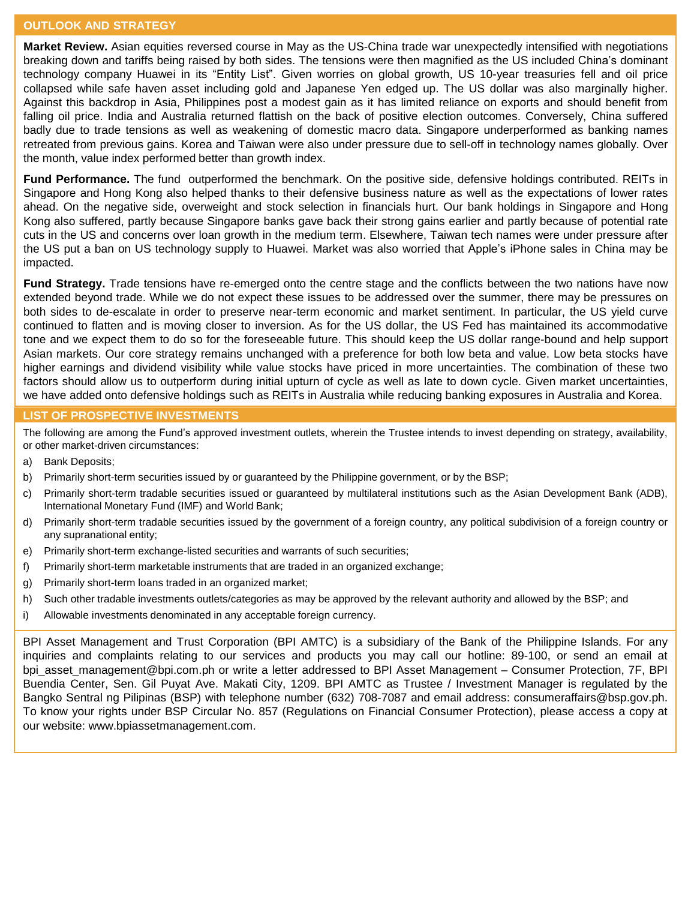## OUTLOOK AND STRATEGY

**Market Review.** Asian equities reversed course in May as the US-China trade war unexpectedly intensified with negotiations breaking down and tariffs being raised by both sides. The tensions were then magnified as the US included China's dominant technology company Huawei in its "Entity List". Given worries on global growth, US 10-year treasuries fell and oil price collapsed while safe haven asset including gold and Japanese Yen edged up. The US dollar was also marginally higher. Against this backdrop in Asia, Philippines post a modest gain as it has limited reliance on exports and should benefit from falling oil price. India and Australia returned flattish on the back of positive election outcomes. Conversely, China suffered badly due to trade tensions as well as weakening of domestic macro data. Singapore underperformed as banking names retreated from previous gains. Korea and Taiwan were also under pressure due to sell-off in technology names globally. Over the month, value index performed better than growth index.

**Fund Performance.** The fund outperformed the benchmark. On the positive side, defensive holdings contributed. REITs in Singapore and Hong Kong also helped thanks to their defensive business nature as well as the expectations of lower rates ahead. On the negative side, overweight and stock selection in financials hurt. Our bank holdings in Singapore and Hong Kong also suffered, partly because Singapore banks gave back their strong gains earlier and partly because of potential rate cuts in the US and concerns over loan growth in the medium term. Elsewhere, Taiwan tech names were under pressure after the US put a ban on US technology supply to Huawei. Market was also worried that Apple's iPhone sales in China may be impacted.

**Fund Strategy.** Trade tensions have re-emerged onto the centre stage and the conflicts between the two nations have now extended beyond trade. While we do not expect these issues to be addressed over the summer, there may be pressures on both sides to de-escalate in order to preserve near-term economic and market sentiment. In particular, the US yield curve continued to flatten and is moving closer to inversion. As for the US dollar, the US Fed has maintained its accommodative tone and we expect them to do so for the foreseeable future. This should keep the US dollar range-bound and help support Asian markets. Our core strategy remains unchanged with a preference for both low beta and value. Low beta stocks have higher earnings and dividend visibility while value stocks have priced in more uncertainties. The combination of these two factors should allow us to outperform during initial upturn of cycle as well as late to down cycle. Given market uncertainties, we have added onto defensive holdings such as REITs in Australia while reducing banking exposures in Australia and Korea.

## LIST OF PROSPECTIVE INVESTMENTS

The following are among the Fund's approved investment outlets, wherein the Trustee intends to invest depending on strategy, availability, or other market-driven circumstances:

a) Bank Deposits;
b) Primarily short-term securities issued by or guaranteed by the Philippine government, or by the BSP;
c) Primarily short-term tradable securities issued or guaranteed by multilateral institutions such as the Asian Development Bank (ADB), International Monetary Fund (IMF) and World Bank;
d) Primarily short-term tradable securities issued by the government of a foreign country, any political subdivision of a foreign country or any supranational entity;
e) Primarily short-term exchange-listed securities and warrants of such securities;
f) Primarily short-term marketable instruments that are traded in an organized exchange;
g) Primarily short-term loans traded in an organized market;
h) Such other tradable investments outlets/categories as may be approved by the relevant authority and allowed by the BSP; and
i) Allowable investments denominated in any acceptable foreign currency.

BPI Asset Management and Trust Corporation (BPI AMTC) is a subsidiary of the Bank of the Philippine Islands. For any inquiries and complaints relating to our services and products you may call our hotline: 89-100, or send an email at bpi_asset_management@bpi.com.ph or write a letter addressed to BPI Asset Management – Consumer Protection, 7F, BPI Buendia Center, Sen. Gil Puyat Ave. Makati City, 1209. BPI AMTC as Trustee / Investment Manager is regulated by the Bangko Sentral ng Pilipinas (BSP) with telephone number (632) 708-7087 and email address: consumeraffairs@bsp.gov.ph. To know your rights under BSP Circular No. 857 (Regulations on Financial Consumer Protection), please access a copy at our website: www.bpiassetmanagement.com.